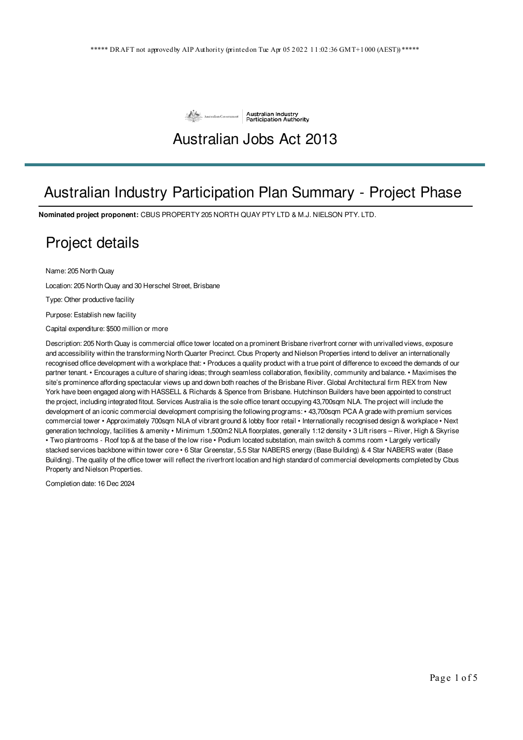***** DRAFT not approved by AIP Authority (printed on Tue Apr 05 2022 11:02:36 GMT+1000 (AEST)) *****

Australian Government | Australian Industry Participation Authority

# Australian Jobs Act 2013

## Australian Industry Participation Plan Summary - Project Phase

**Nominated project proponent:** CBUS PROPERTY 205 NORTH QUAY PTY LTD & M.J. NIELSON PTY. LTD.

## Project details

Name: 205 North Quay

Location: 205 North Quay and 30 Herschel Street, Brisbane

Type: Other productive facility

Purpose: Establish new facility

Capital expenditure: $500 million or more

Description: 205 North Quay is commercial office tower located on a prominent Brisbane riverfront corner with unrivalled views, exposure and accessibility within the transforming North Quarter Precinct. Cbus Property and Nielson Properties intend to deliver an internationally recognised office development with a workplace that: • Produces a quality product with a true point of difference to exceed the demands of our partner tenant. • Encourages a culture of sharing ideas; through seamless collaboration, flexibility, community and balance. • Maximises the site's prominence affording spectacular views up and down both reaches of the Brisbane River. Global Architectural firm REX from New York have been engaged along with HASSELL & Richards & Spence from Brisbane. Hutchinson Builders have been appointed to construct the project, including integrated fitout. Services Australia is the sole office tenant occupying 43,700sqm NLA. The project will include the development of an iconic commercial development comprising the following programs: • 43,700sqm PCA A grade with premium services commercial tower • Approximately 700sqm NLA of vibrant ground & lobby floor retail • Internationally recognised design & workplace • Next generation technology, facilities & amenity • Minimum 1,500m2 NLA floorplates, generally 1:12 density • 3 Lift risers – River, High & Skyrise • Two plantrooms - Roof top & at the base of the low rise • Podium located substation, main switch & comms room • Largely vertically stacked services backbone within tower core • 6 Star Greenstar, 5.5 Star NABERS energy (Base Building) & 4 Star NABERS water (Base Building). The quality of the office tower will reflect the riverfront location and high standard of commercial developments completed by Cbus Property and Nielson Properties.

Completion date: 16 Dec 2024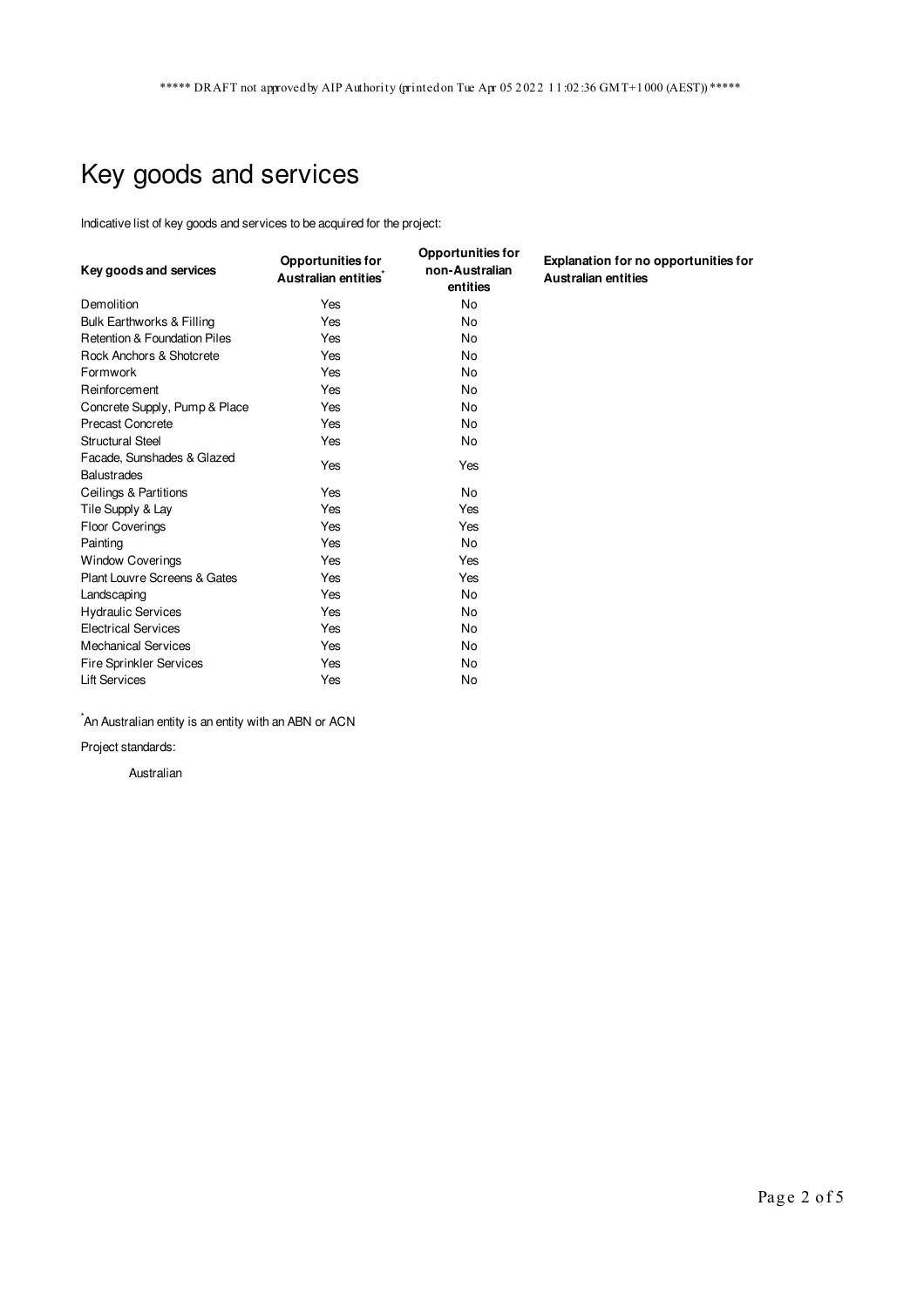# Key goods and services

Indicative list of key goods and services to be acquired for the project:

| Key goods and services | Opportunities for Australian entities* | Opportunities for non-Australian entities | Explanation for no opportunities for Australian entities |
|---|---|---|---|
| Demolition | Yes | No | |
| Bulk Earthworks & Filling | Yes | No | |
| Retention & Foundation Piles | Yes | No | |
| Rock Anchors & Shotcrete | Yes | No | |
| Formwork | Yes | No | |
| Reinforcement | Yes | No | |
| Concrete Supply, Pump & Place | Yes | No | |
| Precast Concrete | Yes | No | |
| Structural Steel | Yes | No | |
| Facade, Sunshades & Glazed Balustrades | Yes | Yes | |
| Ceilings & Partitions | Yes | No | |
| Tile Supply & Lay | Yes | Yes | |
| Floor Coverings | Yes | Yes | |
| Painting | Yes | No | |
| Window Coverings | Yes | Yes | |
| Plant Louvre Screens & Gates | Yes | Yes | |
| Landscaping | Yes | No | |
| Hydraulic Services | Yes | No | |
| Electrical Services | Yes | No | |
| Mechanical Services | Yes | No | |
| Fire Sprinkler Services | Yes | No | |
| Lift Services | Yes | No | |

*An Australian entity is an entity with an ABN or ACN

Project standards:

Australian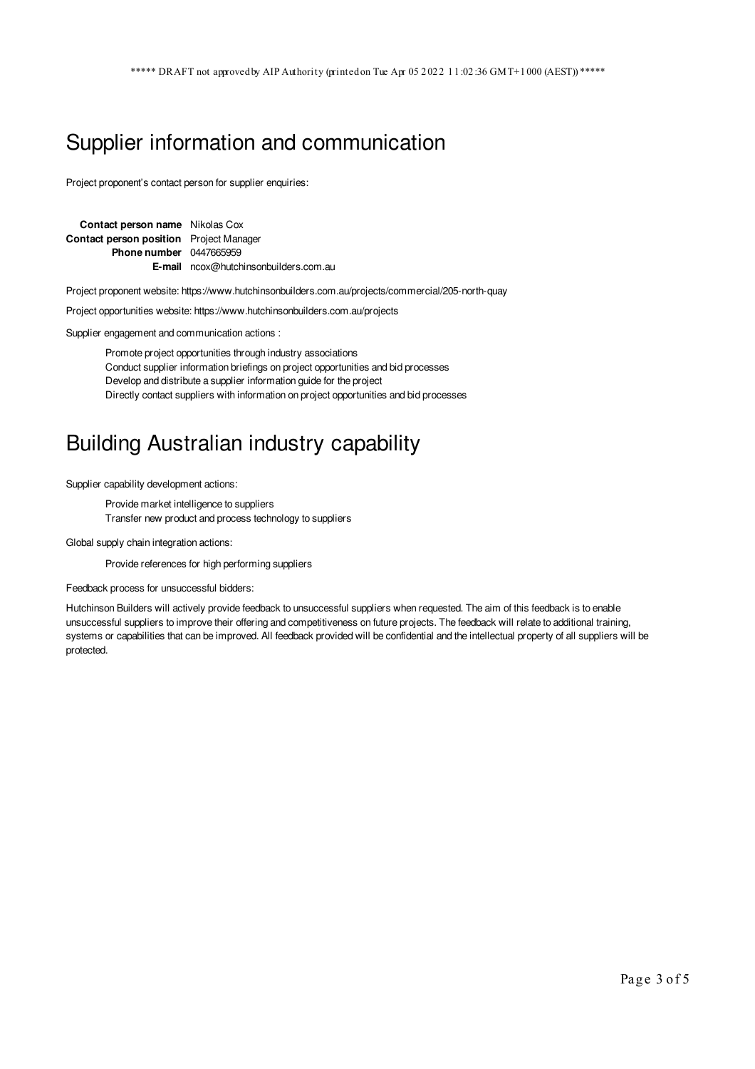# Supplier information and communication

Project proponent's contact person for supplier enquiries:

| | |
|---|---|
| **Contact person name** | Nikolas Cox |
| **Contact person position** | Project Manager |
| **Phone number** | 0447665959 |
| **E-mail** | ncox@hutchinsonbuilders.com.au |

Project proponent website: https://www.hutchinsonbuilders.com.au/projects/commercial/205-north-quay

Project opportunities website: https://www.hutchinsonbuilders.com.au/projects

Supplier engagement and communication actions :

- Promote project opportunities through industry associations
- Conduct supplier information briefings on project opportunities and bid processes
- Develop and distribute a supplier information guide for the project
- Directly contact suppliers with information on project opportunities and bid processes

# Building Australian industry capability

Supplier capability development actions:

- Provide market intelligence to suppliers
- Transfer new product and process technology to suppliers

Global supply chain integration actions:

- Provide references for high performing suppliers

Feedback process for unsuccessful bidders:

Hutchinson Builders will actively provide feedback to unsuccessful suppliers when requested. The aim of this feedback is to enable unsuccessful suppliers to improve their offering and competitiveness on future projects. The feedback will relate to additional training, systems or capabilities that can be improved. All feedback provided will be confidential and the intellectual property of all suppliers will be protected.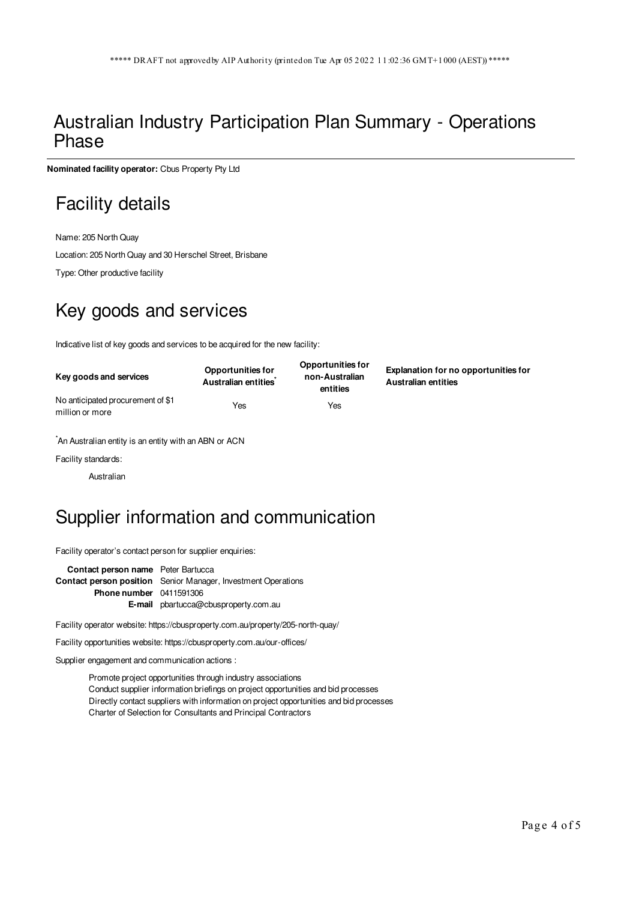# Australian Industry Participation Plan Summary - Operations Phase

**Nominated facility operator:** Cbus Property Pty Ltd

## Facility details

Name: 205 North Quay

Location: 205 North Quay and 30 Herschel Street, Brisbane

Type: Other productive facility

## Key goods and services

Indicative list of key goods and services to be acquired for the new facility:

| Key goods and services | Opportunities for Australian entities* | Opportunities for non-Australian entities | Explanation for no opportunities for Australian entities |
|---|---|---|---|
| No anticipated procurement of $1 million or more | Yes | Yes | |

*An Australian entity is an entity with an ABN or ACN

Facility standards:

Australian

## Supplier information and communication

Facility operator's contact person for supplier enquiries:

| | |
|---|---|
| **Contact person name** | Peter Bartucca |
| **Contact person position** | Senior Manager, Investment Operations |
| **Phone number** | 0411591306 |
| **E-mail** | pbartucca@cbusproperty.com.au |

Facility operator website: https://cbusproperty.com.au/property/205-north-quay/

Facility opportunities website: https://cbusproperty.com.au/our-offices/

Supplier engagement and communication actions :

- Promote project opportunities through industry associations
- Conduct supplier information briefings on project opportunities and bid processes
- Directly contact suppliers with information on project opportunities and bid processes
- Charter of Selection for Consultants and Principal Contractors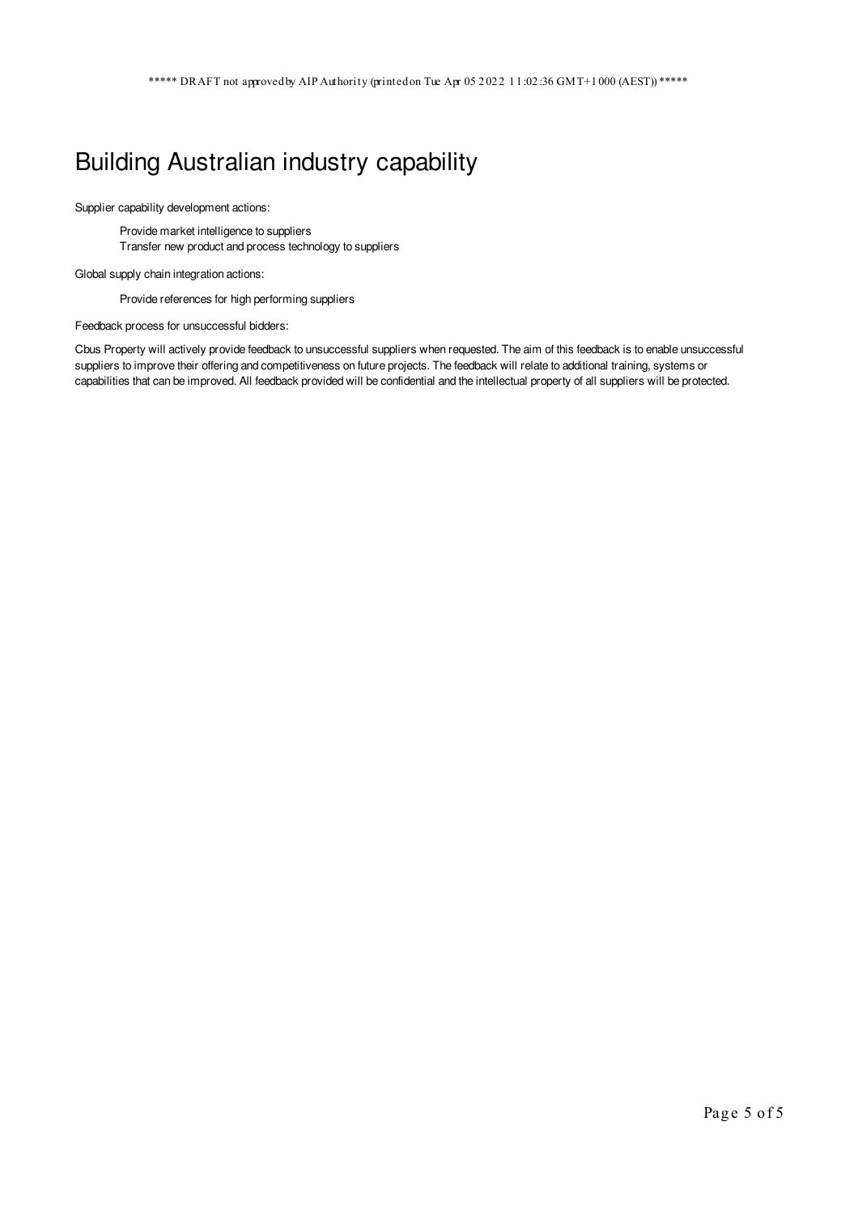# Building Australian industry capability

Supplier capability development actions:

- Provide market intelligence to suppliers
- Transfer new product and process technology to suppliers

Global supply chain integration actions:

- Provide references for high performing suppliers

Feedback process for unsuccessful bidders:

Cbus Property will actively provide feedback to unsuccessful suppliers when requested. The aim of this feedback is to enable unsuccessful suppliers to improve their offering and competitiveness on future projects. The feedback will relate to additional training, systems or capabilities that can be improved. All feedback provided will be confidential and the intellectual property of all suppliers will be protected.